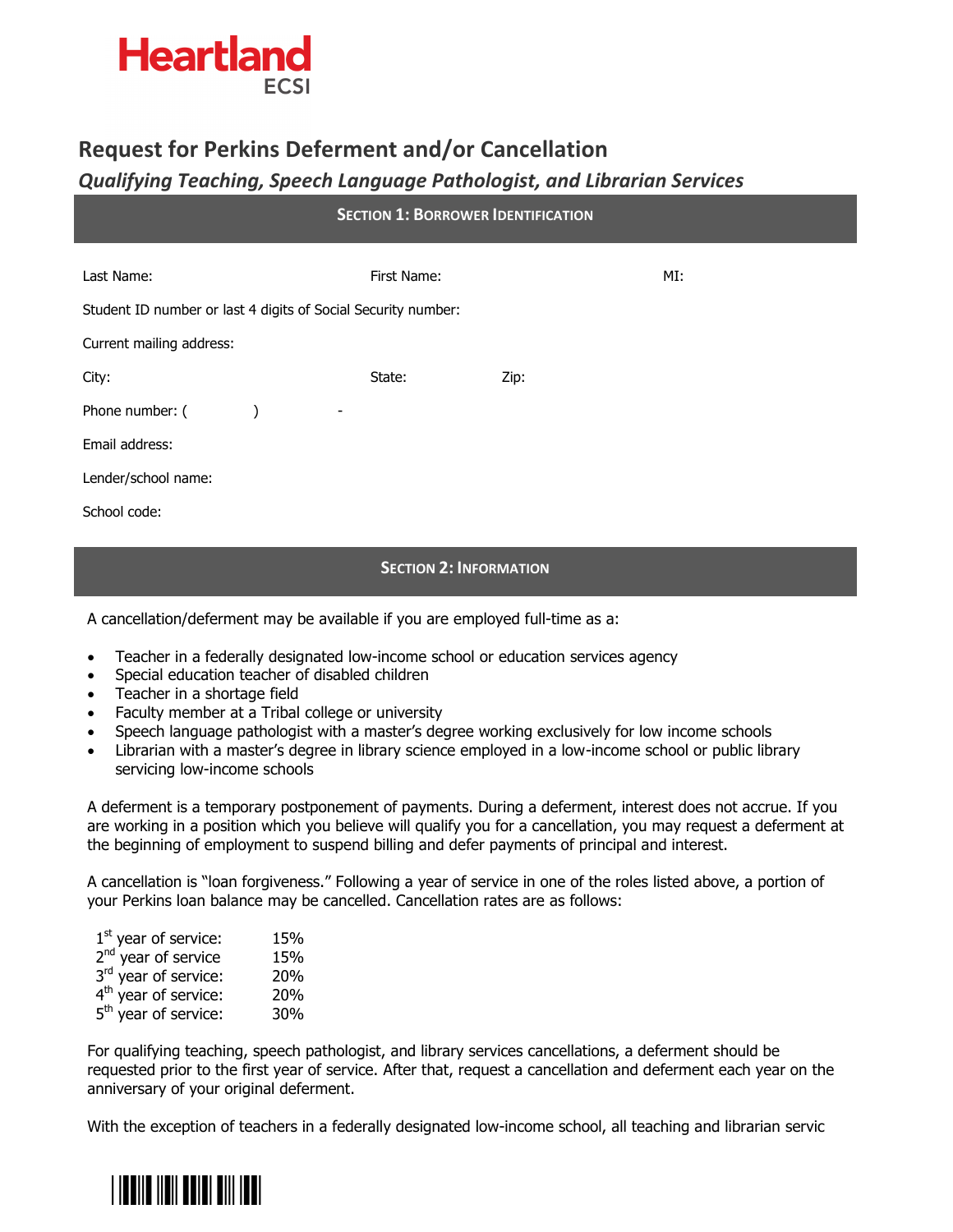Heartland ECSI

# Request for Perkins Deferment and/or Cancellation

## *Qualifying Teaching, Speech Language Pathologist, and Librarian Services*

### SECTION 1: BORROWER IDENTIFICATION

Last Name: First Name: MI:

Student ID number or last 4 digits of Social Security number:

Current mailing address:

City: State: Zip:

Phone number: ( ) -

Email address:

Lender/school name:

School code:

### SECTION 2: INFORMATION

A cancellation/deferment may be available if you are employed full-time as a:

- Teacher in a federally designated low-income school or education services agency
- Special education teacher of disabled children
- Teacher in a shortage field
- Faculty member at a Tribal college or university
- Speech language pathologist with a master's degree working exclusively for low income schools
- Librarian with a master's degree in library science employed in a low-income school or public library servicing low-income schools

A deferment is a temporary postponement of payments. During a deferment, interest does not accrue. If you are working in a position which you believe will qualify you for a cancellation, you may request a deferment at the beginning of employment to suspend billing and defer payments of principal and interest.

A cancellation is "loan forgiveness." Following a year of service in one of the roles listed above, a portion of your Perkins loan balance may be cancelled. Cancellation rates are as follows:

| | |
|---|---|
| 1st year of service: | 15% |
| 2nd year of service | 15% |
| 3rd year of service: | 20% |
| 4th year of service: | 20% |
| 5th year of service: | 30% |

For qualifying teaching, speech pathologist, and library services cancellations, a deferment should be requested prior to the first year of service. After that, request a cancellation and deferment each year on the anniversary of your original deferment.

With the exception of teachers in a federally designated low-income school, all teaching and librarian servic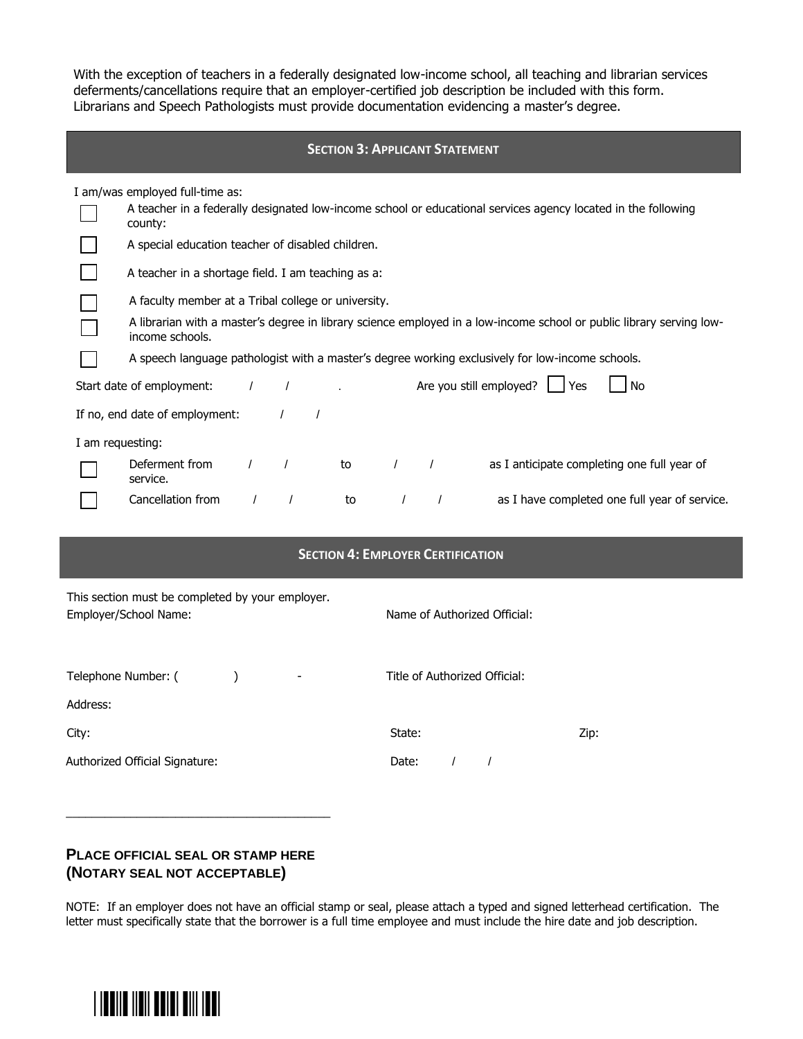With the exception of teachers in a federally designated low-income school, all teaching and librarian services deferments/cancellations require that an employer-certified job description be included with this form. Librarians and Speech Pathologists must provide documentation evidencing a master's degree.

## SECTION 3: APPLICANT STATEMENT

I am/was employed full-time as:

- ☐ A teacher in a federally designated low-income school or educational services agency located in the following county:
- ☐ A special education teacher of disabled children.
- ☐ A teacher in a shortage field. I am teaching as a:
- ☐ A faculty member at a Tribal college or university.
- ☐ A librarian with a master's degree in library science employed in a low-income school or public library serving low-income schools.
- ☐ A speech language pathologist with a master's degree working exclusively for low-income schools.

Start date of employment: / / . Are you still employed? ☐ Yes ☐ No

If no, end date of employment: / /

I am requesting:

- ☐ Deferment from / / to / / as I anticipate completing one full year of service.
- ☐ Cancellation from / / to / / as I have completed one full year of service.

## SECTION 4: EMPLOYER CERTIFICATION

This section must be completed by your employer.

Employer/School Name:

Name of Authorized Official:

Telephone Number: ( ) -

Title of Authorized Official:

Address:

City:

State:

Zip:

Authorized Official Signature:

Date: / /

\_\_\_\_\_\_\_\_\_\_\_\_\_\_\_\_\_\_\_\_\_\_\_\_\_\_\_\_\_\_\_\_\_\_\_\_

**PLACE OFFICIAL SEAL OR STAMP HERE (NOTARY SEAL NOT ACCEPTABLE)**

NOTE: If an employer does not have an official stamp or seal, please attach a typed and signed letterhead certification. The letter must specifically state that the borrower is a full time employee and must include the hire date and job description.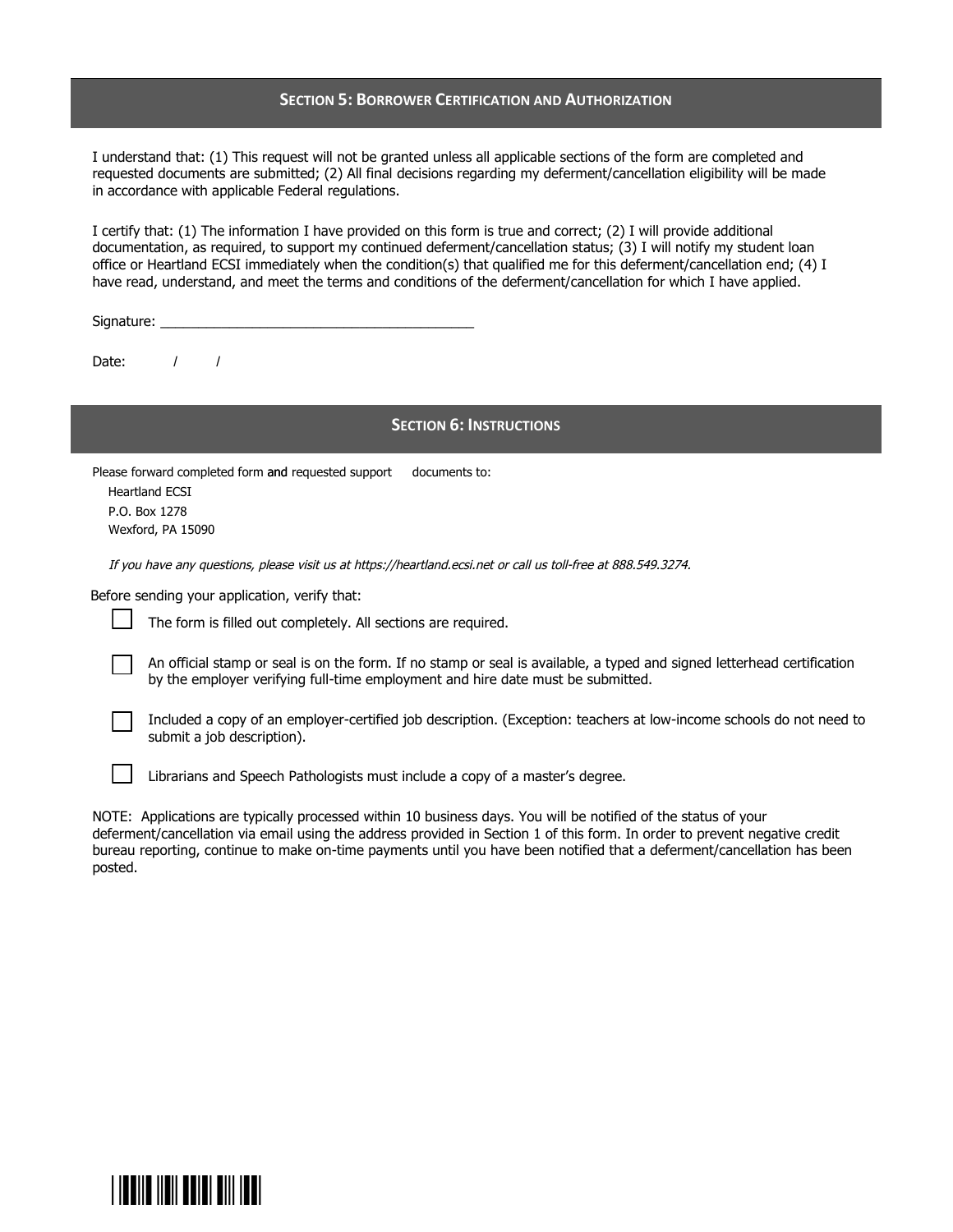## Section 5: Borrower Certification and Authorization

I understand that: (1) This request will not be granted unless all applicable sections of the form are completed and requested documents are submitted; (2) All final decisions regarding my deferment/cancellation eligibility will be made in accordance with applicable Federal regulations.

I certify that: (1) The information I have provided on this form is true and correct; (2) I will provide additional documentation, as required, to support my continued deferment/cancellation status; (3) I will notify my student loan office or Heartland ECSI immediately when the condition(s) that qualified me for this deferment/cancellation end; (4) I have read, understand, and meet the terms and conditions of the deferment/cancellation for which I have applied.

Signature: ___________________________________________

Date: / /

## Section 6: Instructions

Please forward completed form **and** requested support documents to:

Heartland ECSI
P.O. Box 1278
Wexford, PA 15090

*If you have any questions, please visit us at https://heartland.ecsi.net or call us toll-free at 888.549.3274.*

Before sending your application, verify that:

- [ ] The form is filled out completely. All sections are required.
- [ ] An official stamp or seal is on the form. If no stamp or seal is available, a typed and signed letterhead certification by the employer verifying full-time employment and hire date must be submitted.
- [ ] Included a copy of an employer-certified job description. (Exception: teachers at low-income schools do not need to submit a job description).
- [ ] Librarians and Speech Pathologists must include a copy of a master's degree.

NOTE: Applications are typically processed within 10 business days. You will be notified of the status of your deferment/cancellation via email using the address provided in Section 1 of this form. In order to prevent negative credit bureau reporting, continue to make on-time payments until you have been notified that a deferment/cancellation has been posted.